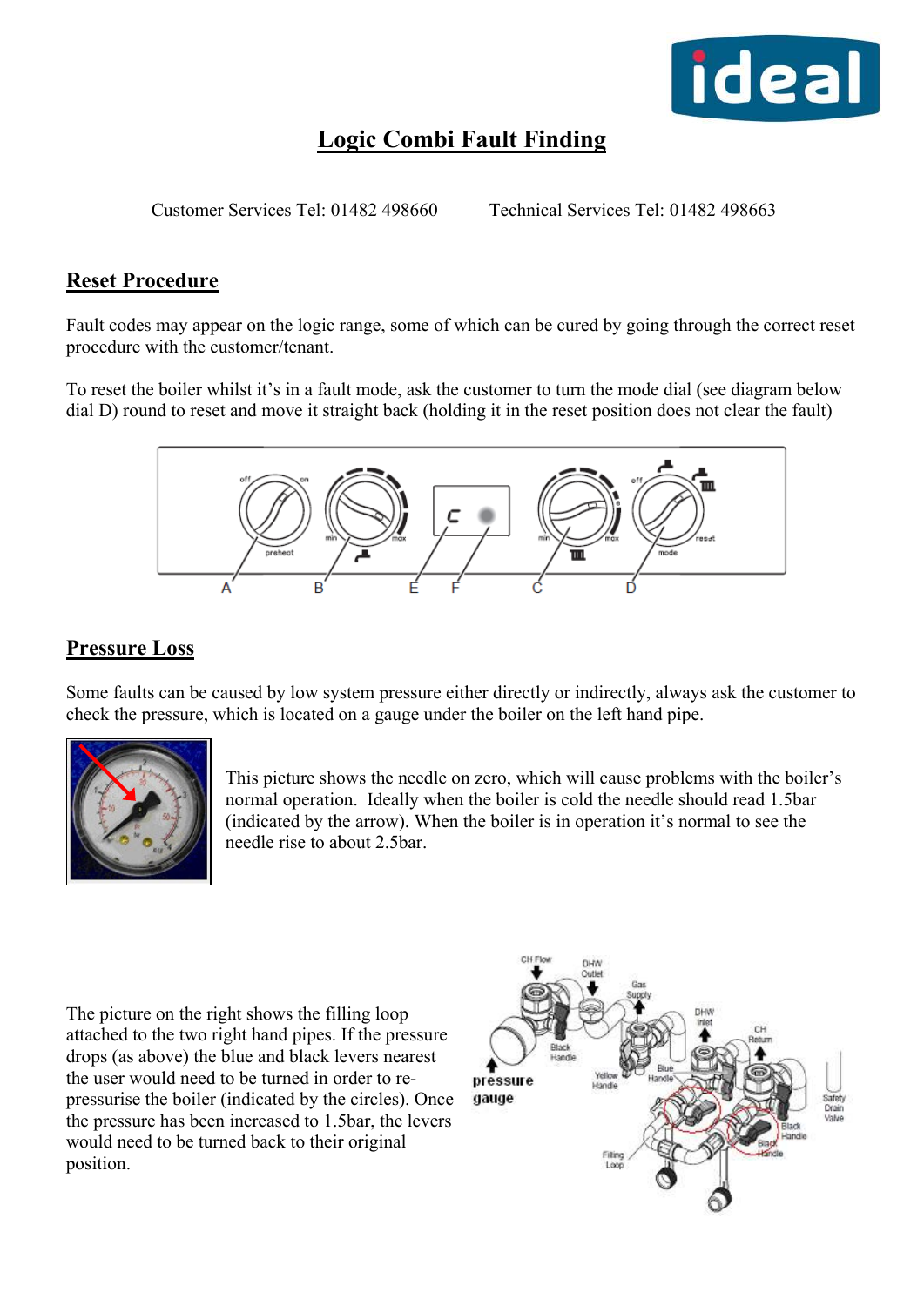# Logic Combi Fault Finding

Customer Services Tel: 01482 498660     Technical Services Tel: 01482 498663

## Reset Procedure

Fault codes may appear on the logic range, some of which can be cured by going through the correct reset procedure with the customer/tenant.

To reset the boiler whilst it's in a fault mode, ask the customer to turn the mode dial (see diagram below dial D) round to reset and move it straight back (holding it in the reset position does not clear the fault)

## Pressure Loss

Some faults can be caused by low system pressure either directly or indirectly, always ask the customer to check the pressure, which is located on a gauge under the boiler on the left hand pipe.

This picture shows the needle on zero, which will cause problems with the boiler's normal operation. Ideally when the boiler is cold the needle should read 1.5bar (indicated by the arrow). When the boiler is in operation it's normal to see the needle rise to about 2.5bar.

The picture on the right shows the filling loop attached to the two right hand pipes. If the pressure drops (as above) the blue and black levers nearest the user would need to be turned in order to re-pressurise the boiler (indicated by the circles). Once the pressure has been increased to 1.5bar, the levers would need to be turned back to their original position.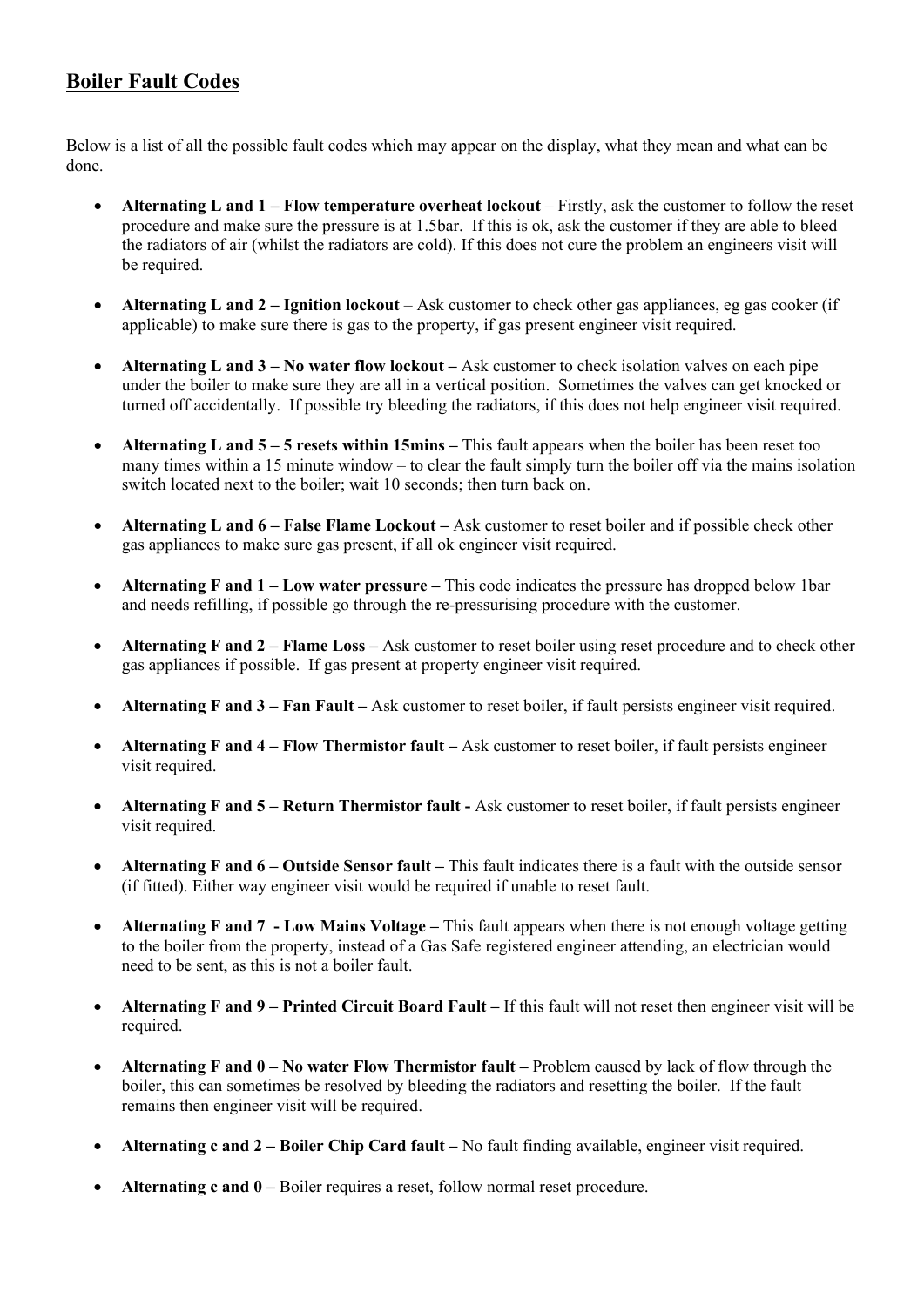## **Boiler Fault Codes**

Below is a list of all the possible fault codes which may appear on the display, what they mean and what can be done.

- **Alternating L and 1 – Flow temperature overheat lockout** – Firstly, ask the customer to follow the reset procedure and make sure the pressure is at 1.5bar. If this is ok, ask the customer if they are able to bleed the radiators of air (whilst the radiators are cold). If this does not cure the problem an engineers visit will be required.

- **Alternating L and 2 – Ignition lockout** – Ask customer to check other gas appliances, eg gas cooker (if applicable) to make sure there is gas to the property, if gas present engineer visit required.

- **Alternating L and 3 – No water flow lockout –** Ask customer to check isolation valves on each pipe under the boiler to make sure they are all in a vertical position. Sometimes the valves can get knocked or turned off accidentally. If possible try bleeding the radiators, if this does not help engineer visit required.

- **Alternating L and 5 – 5 resets within 15mins –** This fault appears when the boiler has been reset too many times within a 15 minute window – to clear the fault simply turn the boiler off via the mains isolation switch located next to the boiler; wait 10 seconds; then turn back on.

- **Alternating L and 6 – False Flame Lockout –** Ask customer to reset boiler and if possible check other gas appliances to make sure gas present, if all ok engineer visit required.

- **Alternating F and 1 – Low water pressure –** This code indicates the pressure has dropped below 1bar and needs refilling, if possible go through the re-pressurising procedure with the customer.

- **Alternating F and 2 – Flame Loss –** Ask customer to reset boiler using reset procedure and to check other gas appliances if possible. If gas present at property engineer visit required.

- **Alternating F and 3 – Fan Fault –** Ask customer to reset boiler, if fault persists engineer visit required.

- **Alternating F and 4 – Flow Thermistor fault –** Ask customer to reset boiler, if fault persists engineer visit required.

- **Alternating F and 5 – Return Thermistor fault -** Ask customer to reset boiler, if fault persists engineer visit required.

- **Alternating F and 6 – Outside Sensor fault –** This fault indicates there is a fault with the outside sensor (if fitted). Either way engineer visit would be required if unable to reset fault.

- **Alternating F and 7 - Low Mains Voltage –** This fault appears when there is not enough voltage getting to the boiler from the property, instead of a Gas Safe registered engineer attending, an electrician would need to be sent, as this is not a boiler fault.

- **Alternating F and 9 – Printed Circuit Board Fault –** If this fault will not reset then engineer visit will be required.

- **Alternating F and 0 – No water Flow Thermistor fault –** Problem caused by lack of flow through the boiler, this can sometimes be resolved by bleeding the radiators and resetting the boiler. If the fault remains then engineer visit will be required.

- **Alternating c and 2 – Boiler Chip Card fault –** No fault finding available, engineer visit required.

- **Alternating c and 0 –** Boiler requires a reset, follow normal reset procedure.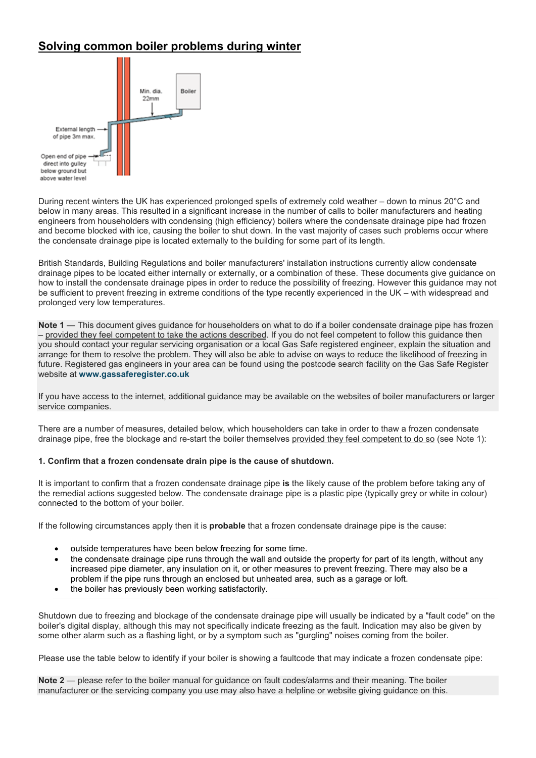## Solving common boiler problems during winter

During recent winters the UK has experienced prolonged spells of extremely cold weather – down to minus 20°C and below in many areas. This resulted in a significant increase in the number of calls to boiler manufacturers and heating engineers from householders with condensing (high efficiency) boilers where the condensate drainage pipe had frozen and become blocked with ice, causing the boiler to shut down. In the vast majority of cases such problems occur where the condensate drainage pipe is located externally to the building for some part of its length.

British Standards, Building Regulations and boiler manufacturers' installation instructions currently allow condensate drainage pipes to be located either internally or externally, or a combination of these. These documents give guidance on how to install the condensate drainage pipes in order to reduce the possibility of freezing. However this guidance may not be sufficient to prevent freezing in extreme conditions of the type recently experienced in the UK – with widespread and prolonged very low temperatures.

**Note 1** — This document gives guidance for householders on what to do if a boiler condensate drainage pipe has frozen – provided they feel competent to take the actions described. If you do not feel competent to follow this guidance then you should contact your regular servicing organisation or a local Gas Safe registered engineer, explain the situation and arrange for them to resolve the problem. They will also be able to advise on ways to reduce the likelihood of freezing in future. Registered gas engineers in your area can be found using the postcode search facility on the Gas Safe Register website at **www.gassaferegister.co.uk**

If you have access to the internet, additional guidance may be available on the websites of boiler manufacturers or larger service companies.

There are a number of measures, detailed below, which householders can take in order to thaw a frozen condensate drainage pipe, free the blockage and re-start the boiler themselves provided they feel competent to do so (see Note 1):

**1. Confirm that a frozen condensate drain pipe is the cause of shutdown.**

It is important to confirm that a frozen condensate drainage pipe **is** the likely cause of the problem before taking any of the remedial actions suggested below. The condensate drainage pipe is a plastic pipe (typically grey or white in colour) connected to the bottom of your boiler.

If the following circumstances apply then it is **probable** that a frozen condensate drainage pipe is the cause:

- outside temperatures have been below freezing for some time.
- the condensate drainage pipe runs through the wall and outside the property for part of its length, without any increased pipe diameter, any insulation on it, or other measures to prevent freezing. There may also be a problem if the pipe runs through an enclosed but unheated area, such as a garage or loft.
- the boiler has previously been working satisfactorily.

Shutdown due to freezing and blockage of the condensate drainage pipe will usually be indicated by a "fault code" on the boiler's digital display, although this may not specifically indicate freezing as the fault. Indication may also be given by some other alarm such as a flashing light, or by a symptom such as "gurgling" noises coming from the boiler.

Please use the table below to identify if your boiler is showing a faultcode that may indicate a frozen condensate pipe:

**Note 2** — please refer to the boiler manual for guidance on fault codes/alarms and their meaning. The boiler manufacturer or the servicing company you use may also have a helpline or website giving guidance on this.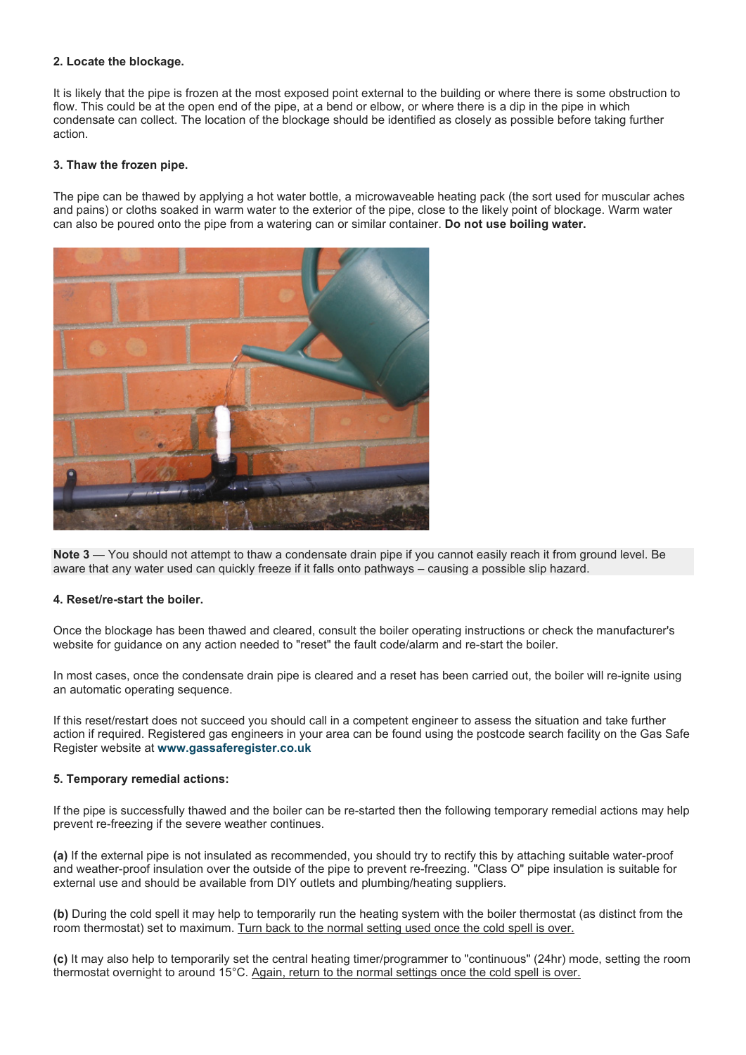**2. Locate the blockage.**

It is likely that the pipe is frozen at the most exposed point external to the building or where there is some obstruction to flow. This could be at the open end of the pipe, at a bend or elbow, or where there is a dip in the pipe in which condensate can collect. The location of the blockage should be identified as closely as possible before taking further action.

**3. Thaw the frozen pipe.**

The pipe can be thawed by applying a hot water bottle, a microwaveable heating pack (the sort used for muscular aches and pains) or cloths soaked in warm water to the exterior of the pipe, close to the likely point of blockage. Warm water can also be poured onto the pipe from a watering can or similar container. **Do not use boiling water.**

**Note 3** — You should not attempt to thaw a condensate drain pipe if you cannot easily reach it from ground level. Be aware that any water used can quickly freeze if it falls onto pathways – causing a possible slip hazard.

**4. Reset/re-start the boiler.**

Once the blockage has been thawed and cleared, consult the boiler operating instructions or check the manufacturer's website for guidance on any action needed to "reset" the fault code/alarm and re-start the boiler.

In most cases, once the condensate drain pipe is cleared and a reset has been carried out, the boiler will re-ignite using an automatic operating sequence.

If this reset/restart does not succeed you should call in a competent engineer to assess the situation and take further action if required. Registered gas engineers in your area can be found using the postcode search facility on the Gas Safe Register website at **www.gassaferegister.co.uk**

**5. Temporary remedial actions:**

If the pipe is successfully thawed and the boiler can be re-started then the following temporary remedial actions may help prevent re-freezing if the severe weather continues.

**(a)** If the external pipe is not insulated as recommended, you should try to rectify this by attaching suitable water-proof and weather-proof insulation over the outside of the pipe to prevent re-freezing. "Class O" pipe insulation is suitable for external use and should be available from DIY outlets and plumbing/heating suppliers.

**(b)** During the cold spell it may help to temporarily run the heating system with the boiler thermostat (as distinct from the room thermostat) set to maximum. Turn back to the normal setting used once the cold spell is over.

**(c)** It may also help to temporarily set the central heating timer/programmer to "continuous" (24hr) mode, setting the room thermostat overnight to around 15°C. Again, return to the normal settings once the cold spell is over.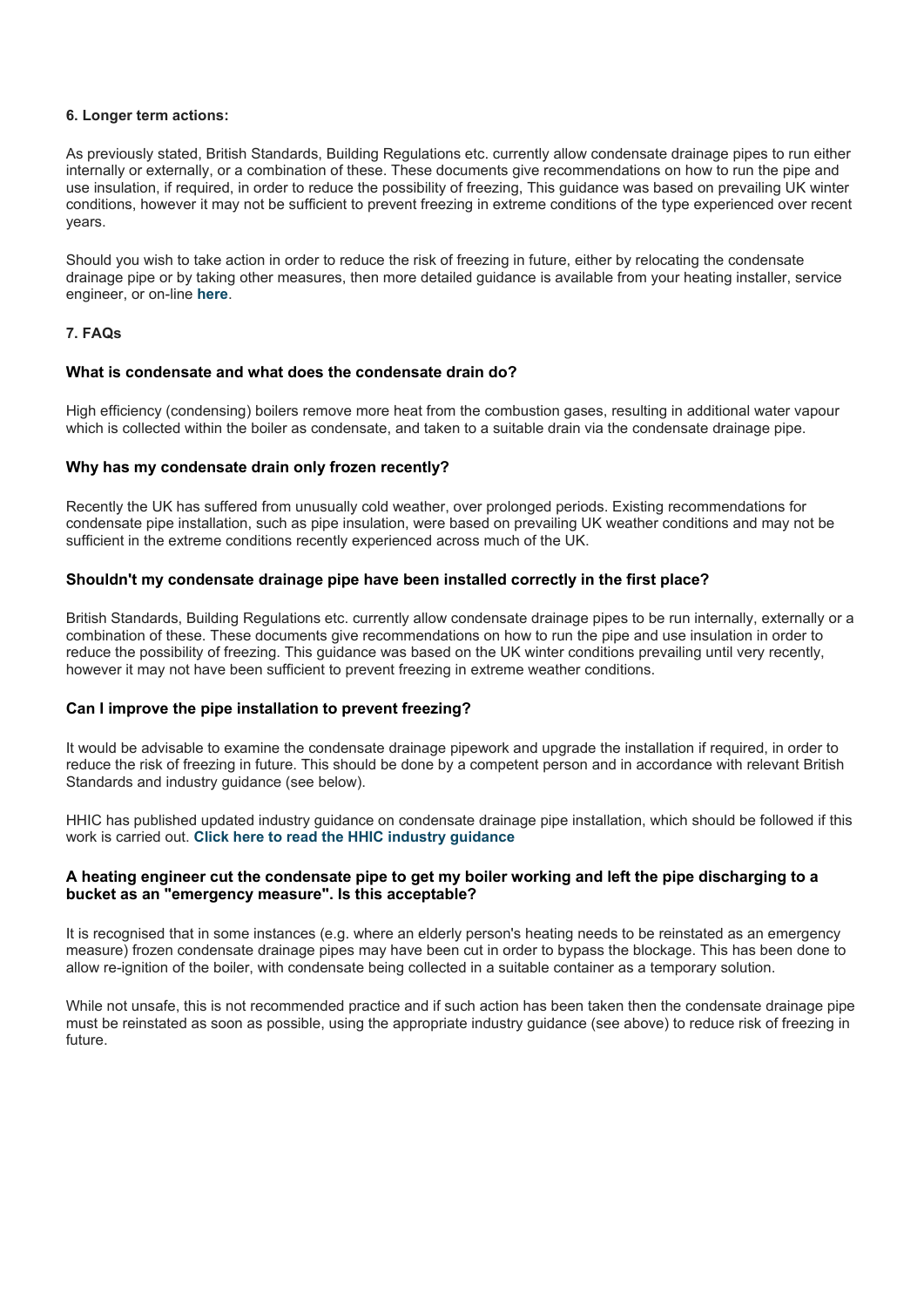**6. Longer term actions:**

As previously stated, British Standards, Building Regulations etc. currently allow condensate drainage pipes to run either internally or externally, or a combination of these. These documents give recommendations on how to run the pipe and use insulation, if required, in order to reduce the possibility of freezing, This guidance was based on prevailing UK winter conditions, however it may not be sufficient to prevent freezing in extreme conditions of the type experienced over recent years.

Should you wish to take action in order to reduce the risk of freezing in future, either by relocating the condensate drainage pipe or by taking other measures, then more detailed guidance is available from your heating installer, service engineer, or on-line **here**.

**7. FAQs**

**What is condensate and what does the condensate drain do?**

High efficiency (condensing) boilers remove more heat from the combustion gases, resulting in additional water vapour which is collected within the boiler as condensate, and taken to a suitable drain via the condensate drainage pipe.

**Why has my condensate drain only frozen recently?**

Recently the UK has suffered from unusually cold weather, over prolonged periods. Existing recommendations for condensate pipe installation, such as pipe insulation, were based on prevailing UK weather conditions and may not be sufficient in the extreme conditions recently experienced across much of the UK.

**Shouldn't my condensate drainage pipe have been installed correctly in the first place?**

British Standards, Building Regulations etc. currently allow condensate drainage pipes to be run internally, externally or a combination of these. These documents give recommendations on how to run the pipe and use insulation in order to reduce the possibility of freezing. This guidance was based on the UK winter conditions prevailing until very recently, however it may not have been sufficient to prevent freezing in extreme weather conditions.

**Can I improve the pipe installation to prevent freezing?**

It would be advisable to examine the condensate drainage pipework and upgrade the installation if required, in order to reduce the risk of freezing in future. This should be done by a competent person and in accordance with relevant British Standards and industry guidance (see below).

HHIC has published updated industry guidance on condensate drainage pipe installation, which should be followed if this work is carried out. **Click here to read the HHIC industry guidance**

**A heating engineer cut the condensate pipe to get my boiler working and left the pipe discharging to a bucket as an "emergency measure". Is this acceptable?**

It is recognised that in some instances (e.g. where an elderly person's heating needs to be reinstated as an emergency measure) frozen condensate drainage pipes may have been cut in order to bypass the blockage. This has been done to allow re-ignition of the boiler, with condensate being collected in a suitable container as a temporary solution.

While not unsafe, this is not recommended practice and if such action has been taken then the condensate drainage pipe must be reinstated as soon as possible, using the appropriate industry guidance (see above) to reduce risk of freezing in future.